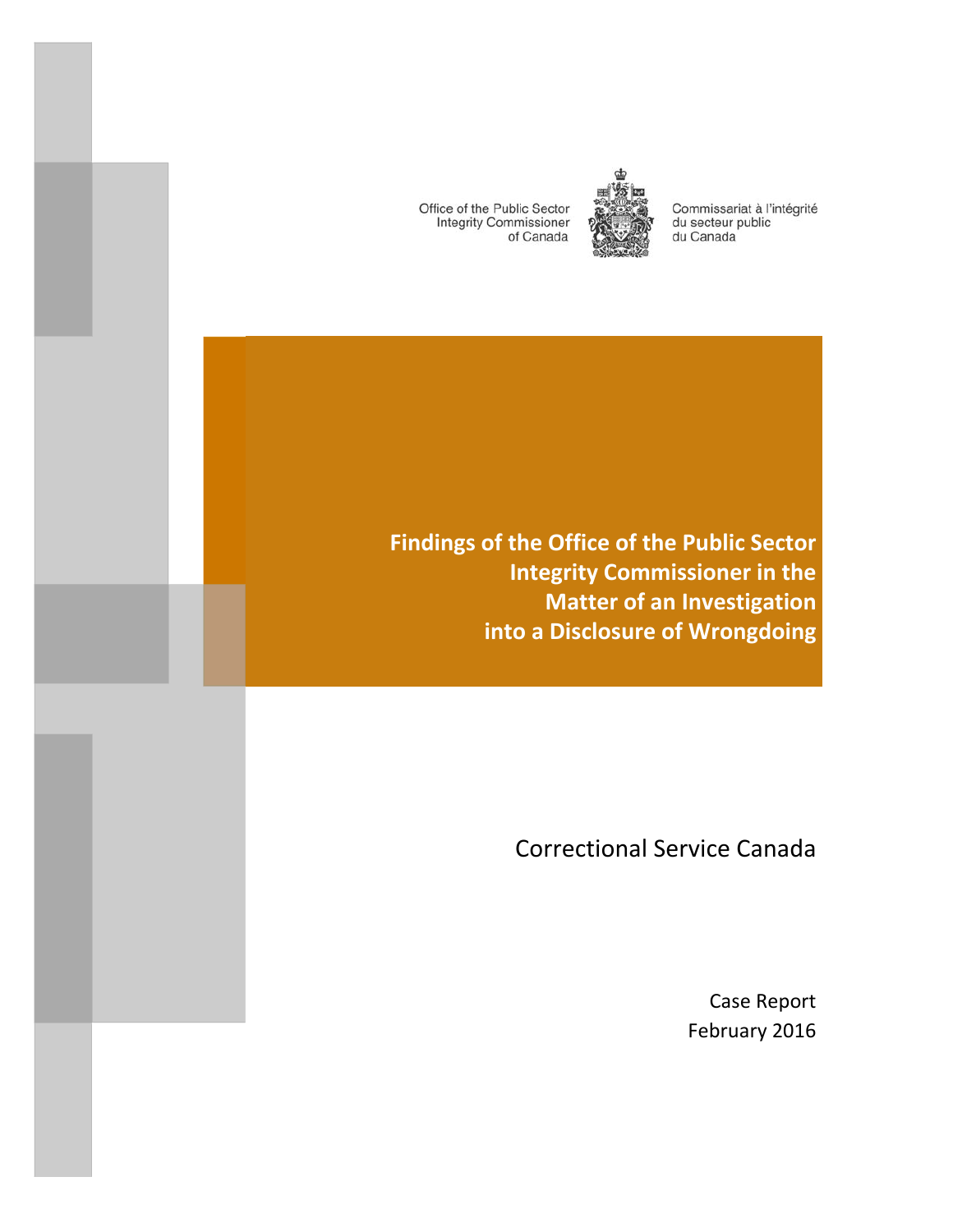Office of the Public Sector Integrity Commissioner of Canada

Commissariat à l'intégrité du secteur public du Canada

# Findings of the Office of the Public Sector Integrity Commissioner in the Matter of an Investigation into a Disclosure of Wrongdoing

## Correctional Service Canada

Case Report
February 2016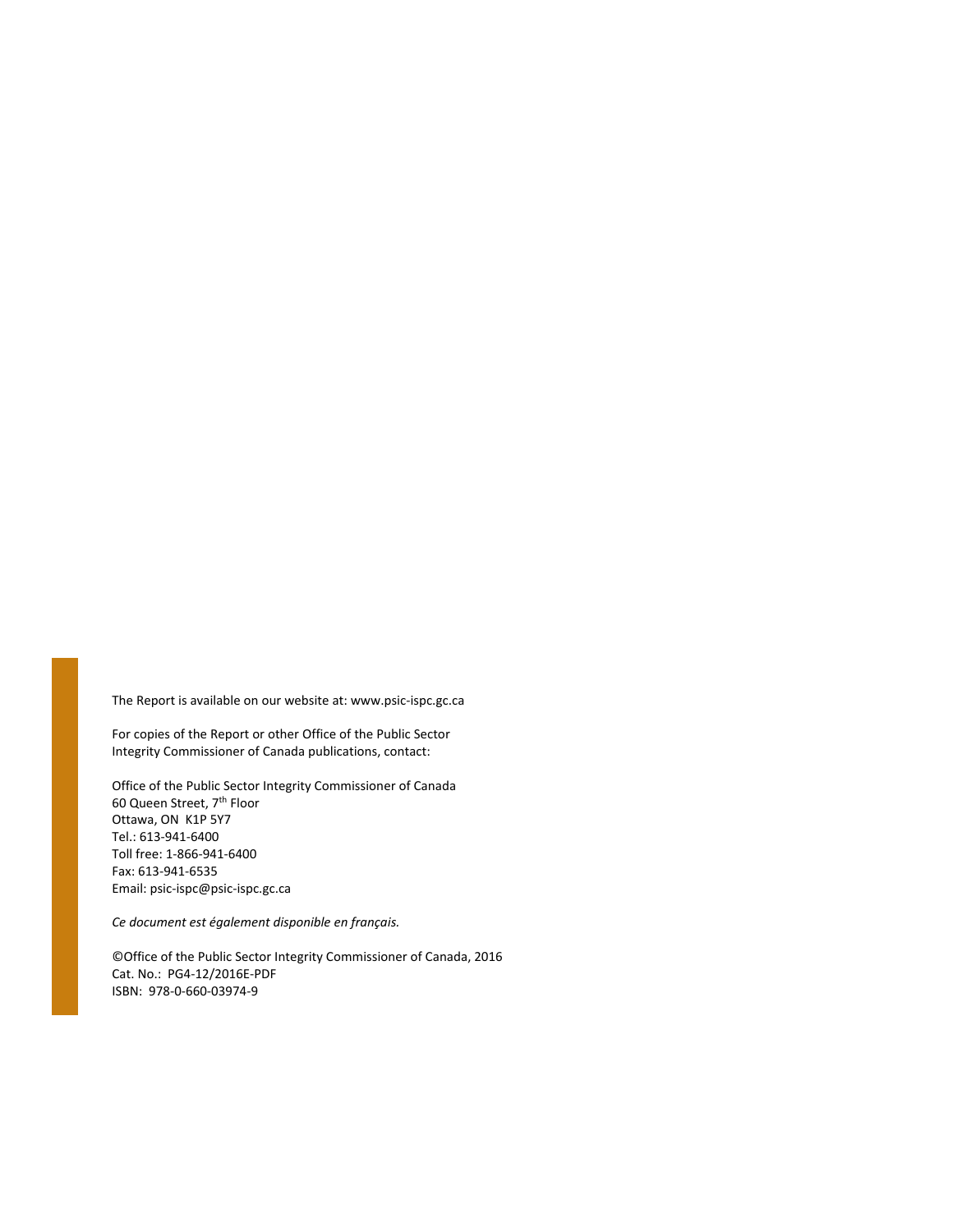The Report is available on our website at: www.psic-ispc.gc.ca

For copies of the Report or other Office of the Public Sector Integrity Commissioner of Canada publications, contact:

Office of the Public Sector Integrity Commissioner of Canada
60 Queen Street, 7th Floor
Ottawa, ON K1P 5Y7
Tel.: 613-941-6400
Toll free: 1-866-941-6400
Fax: 613-941-6535
Email: psic-ispc@psic-ispc.gc.ca

*Ce document est également disponible en français.*

©Office of the Public Sector Integrity Commissioner of Canada, 2016
Cat. No.: PG4-12/2016E-PDF
ISBN: 978-0-660-03974-9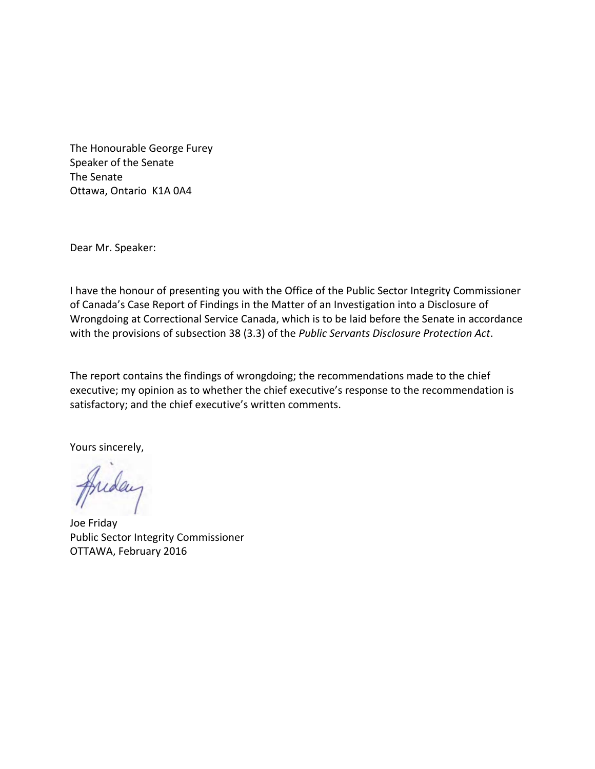The Honourable George Furey
Speaker of the Senate
The Senate
Ottawa, Ontario K1A 0A4

Dear Mr. Speaker:

I have the honour of presenting you with the Office of the Public Sector Integrity Commissioner of Canada's Case Report of Findings in the Matter of an Investigation into a Disclosure of Wrongdoing at Correctional Service Canada, which is to be laid before the Senate in accordance with the provisions of subsection 38 (3.3) of the *Public Servants Disclosure Protection Act*.

The report contains the findings of wrongdoing; the recommendations made to the chief executive; my opinion as to whether the chief executive's response to the recommendation is satisfactory; and the chief executive's written comments.

Yours sincerely,

Joe Friday
Public Sector Integrity Commissioner
OTTAWA, February 2016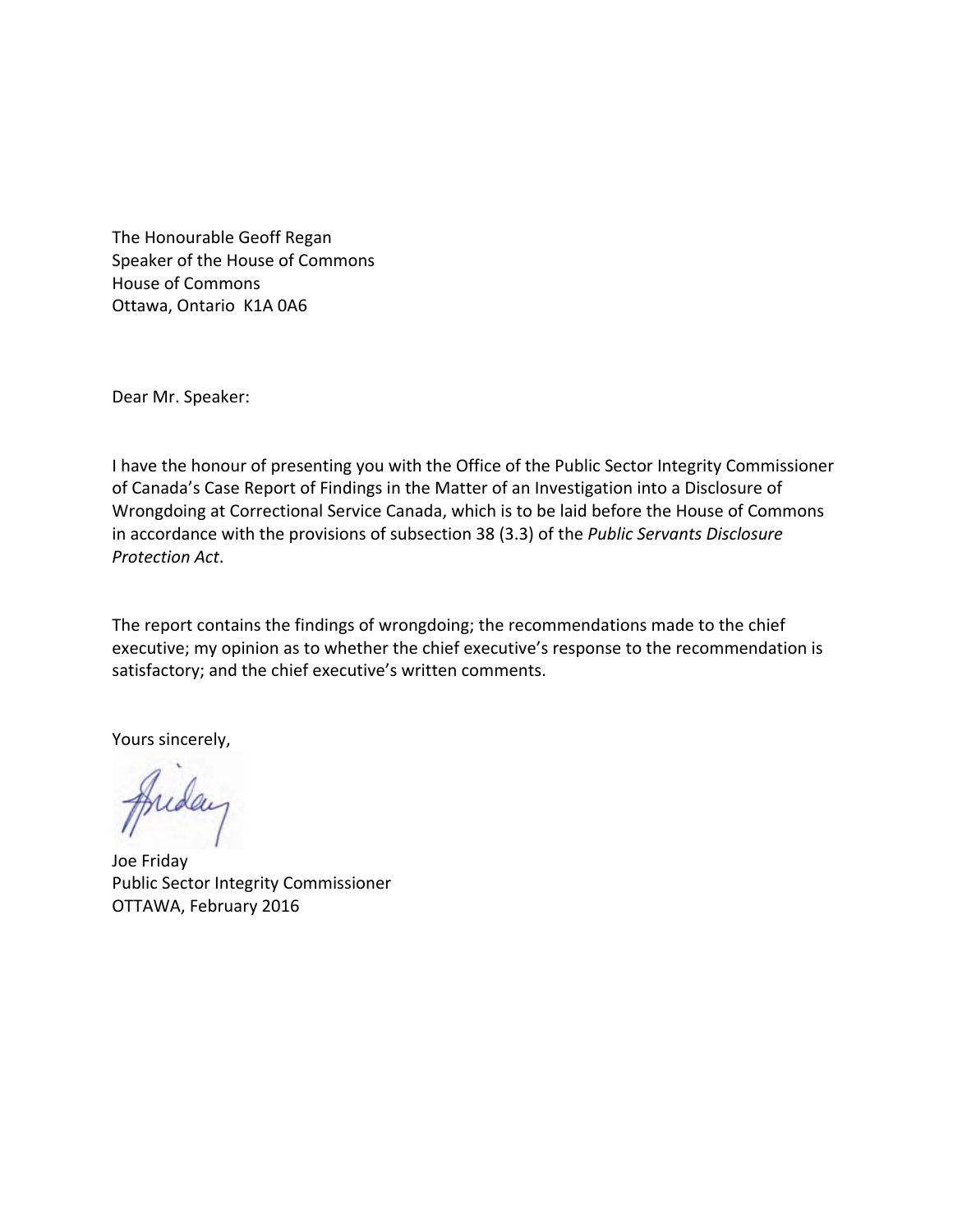The Honourable Geoff Regan
Speaker of the House of Commons
House of Commons
Ottawa, Ontario K1A 0A6

Dear Mr. Speaker:

I have the honour of presenting you with the Office of the Public Sector Integrity Commissioner of Canada's Case Report of Findings in the Matter of an Investigation into a Disclosure of Wrongdoing at Correctional Service Canada, which is to be laid before the House of Commons in accordance with the provisions of subsection 38 (3.3) of the *Public Servants Disclosure Protection Act*.

The report contains the findings of wrongdoing; the recommendations made to the chief executive; my opinion as to whether the chief executive's response to the recommendation is satisfactory; and the chief executive's written comments.

Yours sincerely,

Joe Friday
Public Sector Integrity Commissioner
OTTAWA, February 2016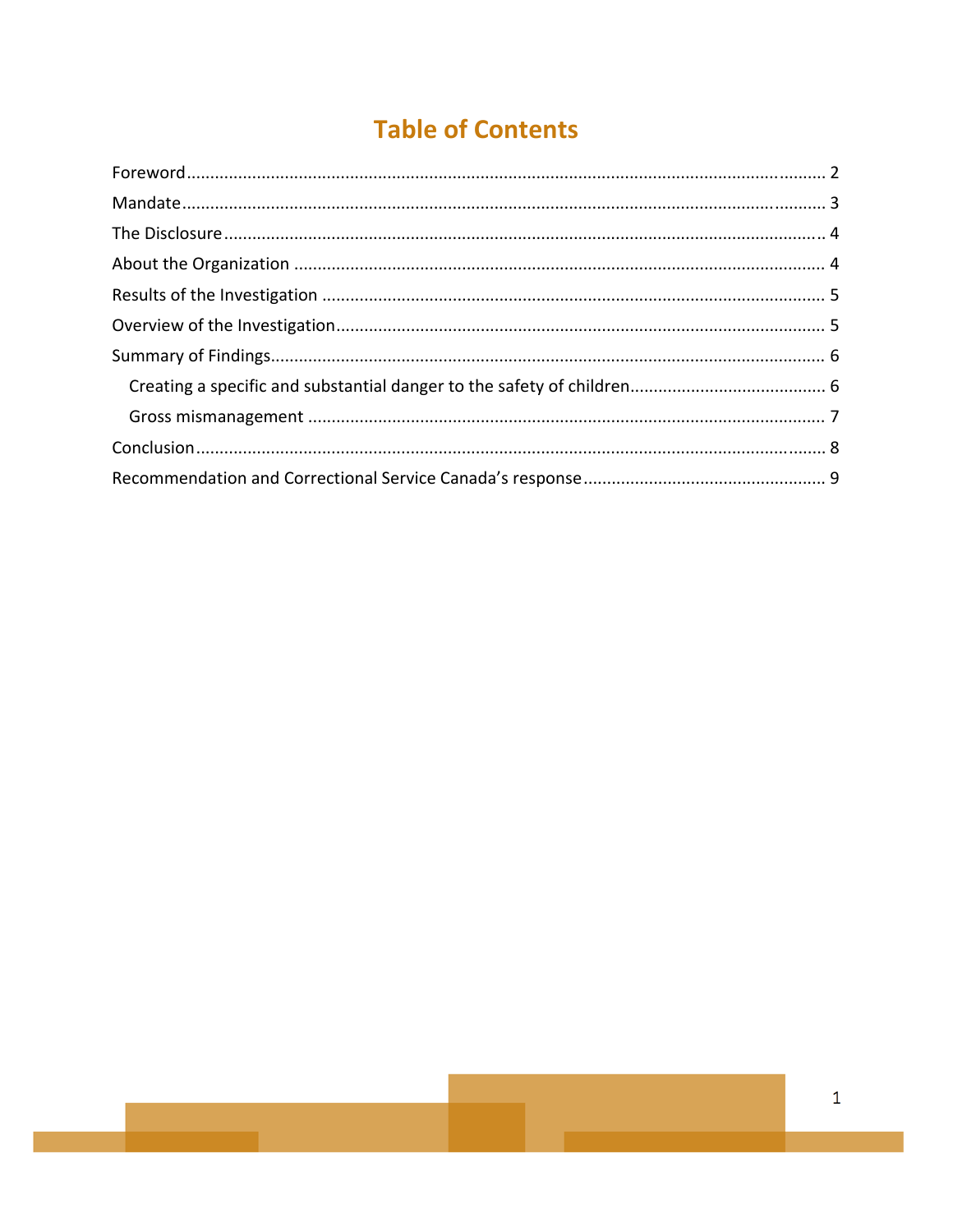# Table of Contents

Foreword ........................................................................................................................... 2

Mandate ............................................................................................................................ 3

The Disclosure ................................................................................................................... 4

About the Organization ...................................................................................................... 4

Results of the Investigation ............................................................................................... 5

Overview of the Investigation ............................................................................................ 5

Summary of Findings .......................................................................................................... 6

- Creating a specific and substantial danger to the safety of children ............................ 6
- Gross mismanagement .................................................................................................. 7

Conclusion ......................................................................................................................... 8

Recommendation and Correctional Service Canada's response ........................................ 9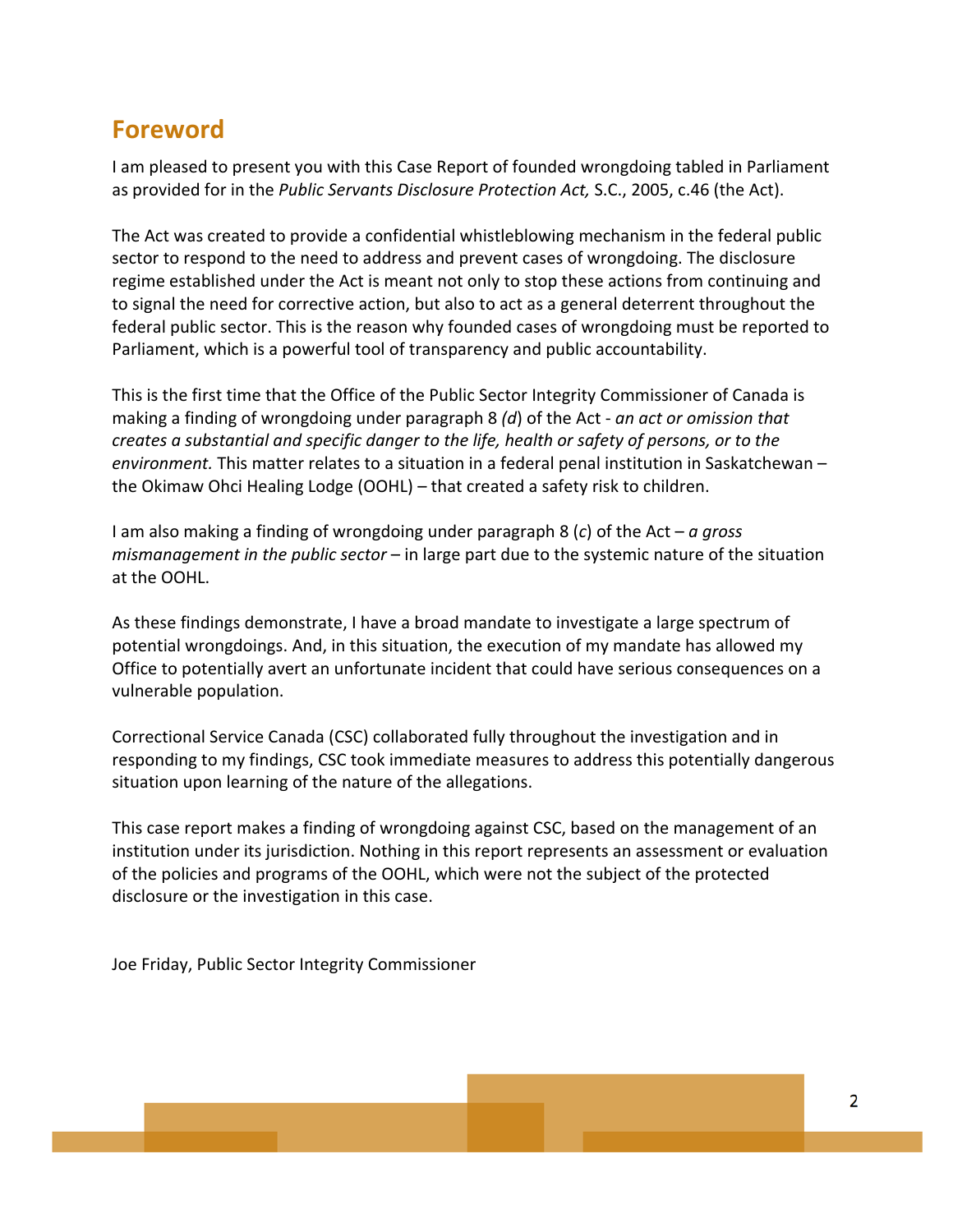## Foreword

I am pleased to present you with this Case Report of founded wrongdoing tabled in Parliament as provided for in the *Public Servants Disclosure Protection Act,* S.C., 2005, c.46 (the Act).

The Act was created to provide a confidential whistleblowing mechanism in the federal public sector to respond to the need to address and prevent cases of wrongdoing. The disclosure regime established under the Act is meant not only to stop these actions from continuing and to signal the need for corrective action, but also to act as a general deterrent throughout the federal public sector. This is the reason why founded cases of wrongdoing must be reported to Parliament, which is a powerful tool of transparency and public accountability.

This is the first time that the Office of the Public Sector Integrity Commissioner of Canada is making a finding of wrongdoing under paragraph 8 *(d)* of the Act - *an act or omission that creates a substantial and specific danger to the life, health or safety of persons, or to the environment.* This matter relates to a situation in a federal penal institution in Saskatchewan – the Okimaw Ohci Healing Lodge (OOHL) – that created a safety risk to children.

I am also making a finding of wrongdoing under paragraph 8 (*c*) of the Act – *a gross mismanagement in the public sector* – in large part due to the systemic nature of the situation at the OOHL.

As these findings demonstrate, I have a broad mandate to investigate a large spectrum of potential wrongdoings. And, in this situation, the execution of my mandate has allowed my Office to potentially avert an unfortunate incident that could have serious consequences on a vulnerable population.

Correctional Service Canada (CSC) collaborated fully throughout the investigation and in responding to my findings, CSC took immediate measures to address this potentially dangerous situation upon learning of the nature of the allegations.

This case report makes a finding of wrongdoing against CSC, based on the management of an institution under its jurisdiction. Nothing in this report represents an assessment or evaluation of the policies and programs of the OOHL, which were not the subject of the protected disclosure or the investigation in this case.

Joe Friday, Public Sector Integrity Commissioner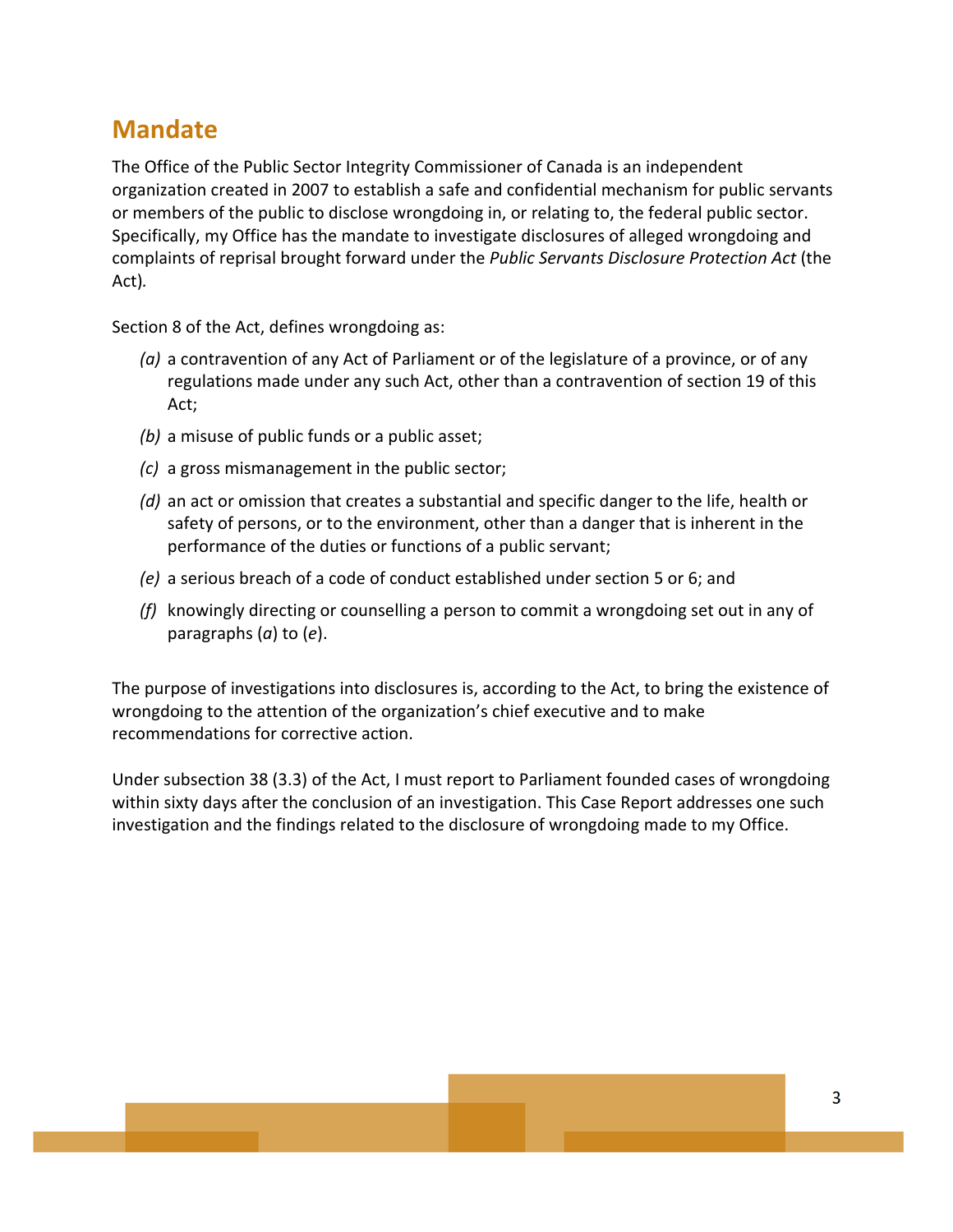## Mandate

The Office of the Public Sector Integrity Commissioner of Canada is an independent organization created in 2007 to establish a safe and confidential mechanism for public servants or members of the public to disclose wrongdoing in, or relating to, the federal public sector. Specifically, my Office has the mandate to investigate disclosures of alleged wrongdoing and complaints of reprisal brought forward under the *Public Servants Disclosure Protection Act* (the Act).

Section 8 of the Act, defines wrongdoing as:

- *(a)* a contravention of any Act of Parliament or of the legislature of a province, or of any regulations made under any such Act, other than a contravention of section 19 of this Act;
- *(b)* a misuse of public funds or a public asset;
- *(c)* a gross mismanagement in the public sector;
- *(d)* an act or omission that creates a substantial and specific danger to the life, health or safety of persons, or to the environment, other than a danger that is inherent in the performance of the duties or functions of a public servant;
- *(e)* a serious breach of a code of conduct established under section 5 or 6; and
- *(f)* knowingly directing or counselling a person to commit a wrongdoing set out in any of paragraphs (*a*) to (*e*).

The purpose of investigations into disclosures is, according to the Act, to bring the existence of wrongdoing to the attention of the organization's chief executive and to make recommendations for corrective action.

Under subsection 38 (3.3) of the Act, I must report to Parliament founded cases of wrongdoing within sixty days after the conclusion of an investigation. This Case Report addresses one such investigation and the findings related to the disclosure of wrongdoing made to my Office.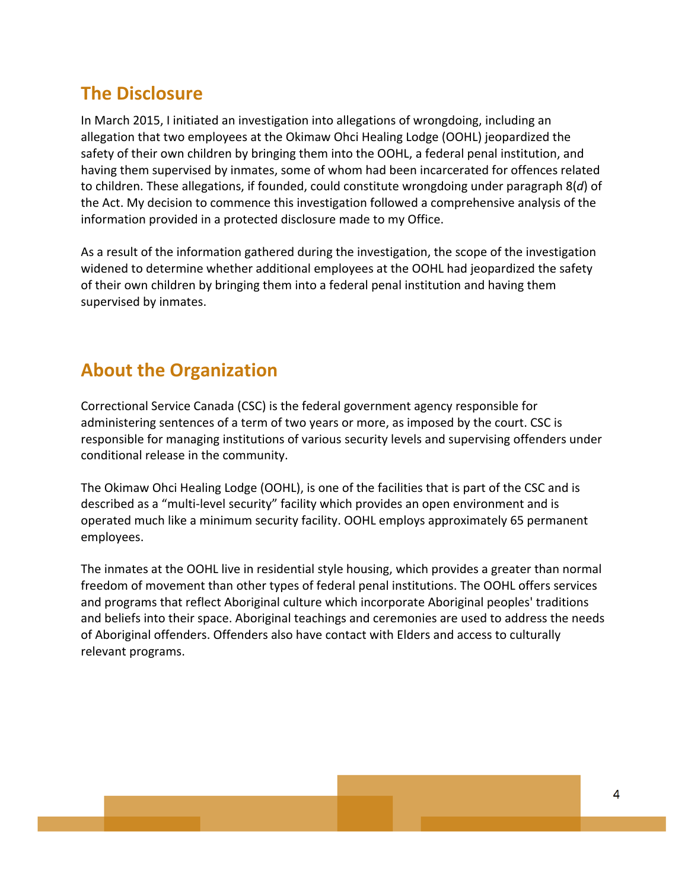## The Disclosure

In March 2015, I initiated an investigation into allegations of wrongdoing, including an allegation that two employees at the Okimaw Ohci Healing Lodge (OOHL) jeopardized the safety of their own children by bringing them into the OOHL, a federal penal institution, and having them supervised by inmates, some of whom had been incarcerated for offences related to children. These allegations, if founded, could constitute wrongdoing under paragraph 8(*d*) of the Act. My decision to commence this investigation followed a comprehensive analysis of the information provided in a protected disclosure made to my Office.

As a result of the information gathered during the investigation, the scope of the investigation widened to determine whether additional employees at the OOHL had jeopardized the safety of their own children by bringing them into a federal penal institution and having them supervised by inmates.

## About the Organization

Correctional Service Canada (CSC) is the federal government agency responsible for administering sentences of a term of two years or more, as imposed by the court. CSC is responsible for managing institutions of various security levels and supervising offenders under conditional release in the community.

The Okimaw Ohci Healing Lodge (OOHL), is one of the facilities that is part of the CSC and is described as a "multi-level security" facility which provides an open environment and is operated much like a minimum security facility. OOHL employs approximately 65 permanent employees.

The inmates at the OOHL live in residential style housing, which provides a greater than normal freedom of movement than other types of federal penal institutions. The OOHL offers services and programs that reflect Aboriginal culture which incorporate Aboriginal peoples' traditions and beliefs into their space. Aboriginal teachings and ceremonies are used to address the needs of Aboriginal offenders. Offenders also have contact with Elders and access to culturally relevant programs.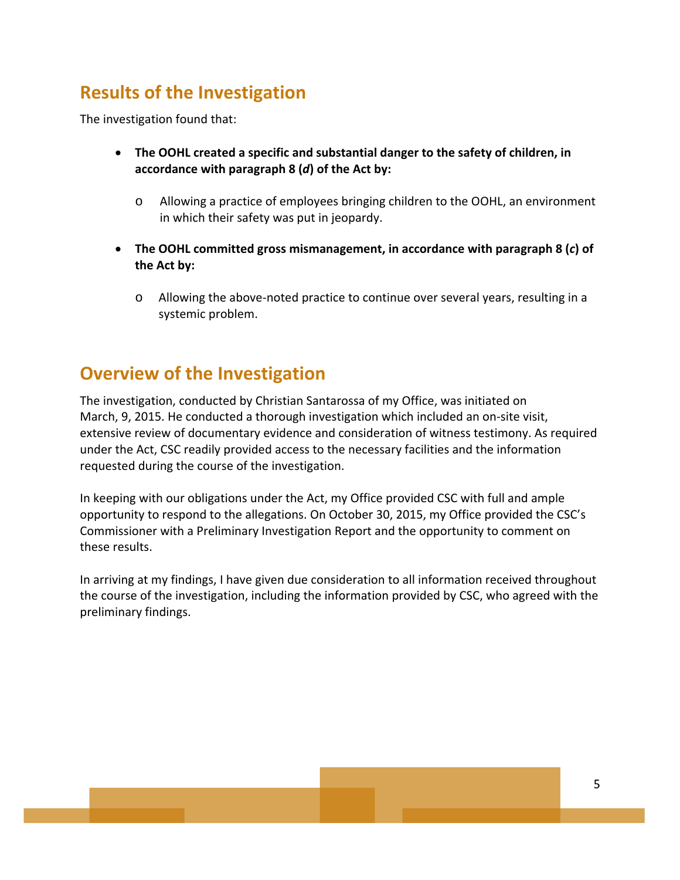## Results of the Investigation

The investigation found that:

- **The OOHL created a specific and substantial danger to the safety of children, in accordance with paragraph 8 (*d*) of the Act by:**
  - Allowing a practice of employees bringing children to the OOHL, an environment in which their safety was put in jeopardy.
- **The OOHL committed gross mismanagement, in accordance with paragraph 8 (*c*) of the Act by:**
  - Allowing the above-noted practice to continue over several years, resulting in a systemic problem.

## Overview of the Investigation

The investigation, conducted by Christian Santarossa of my Office, was initiated on March, 9, 2015. He conducted a thorough investigation which included an on-site visit, extensive review of documentary evidence and consideration of witness testimony. As required under the Act, CSC readily provided access to the necessary facilities and the information requested during the course of the investigation.

In keeping with our obligations under the Act, my Office provided CSC with full and ample opportunity to respond to the allegations. On October 30, 2015, my Office provided the CSC's Commissioner with a Preliminary Investigation Report and the opportunity to comment on these results.

In arriving at my findings, I have given due consideration to all information received throughout the course of the investigation, including the information provided by CSC, who agreed with the preliminary findings.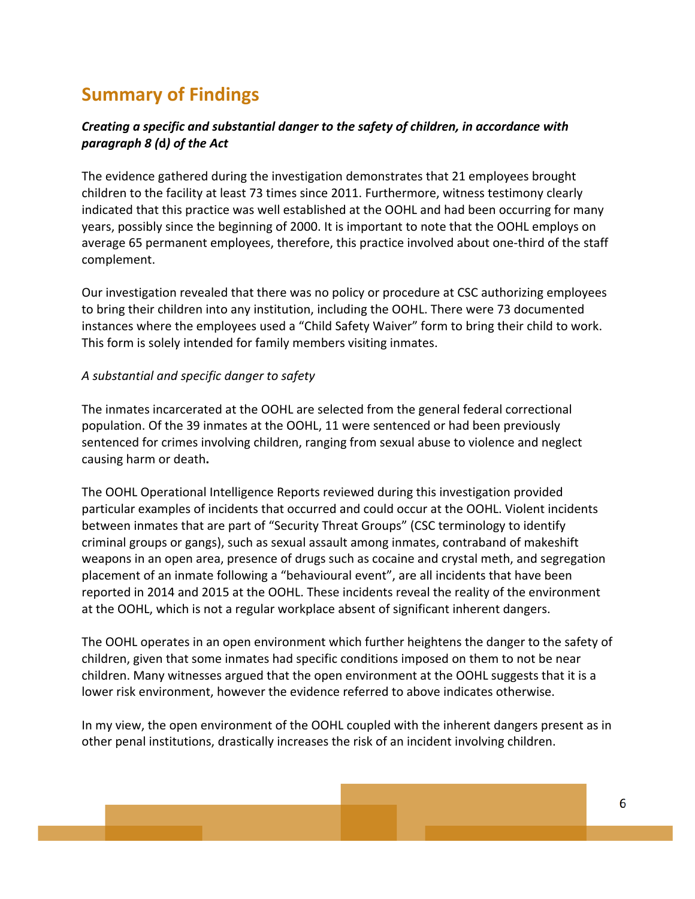## Summary of Findings

***Creating a specific and substantial danger to the safety of children, in accordance with paragraph 8 (d) of the Act***

The evidence gathered during the investigation demonstrates that 21 employees brought children to the facility at least 73 times since 2011. Furthermore, witness testimony clearly indicated that this practice was well established at the OOHL and had been occurring for many years, possibly since the beginning of 2000. It is important to note that the OOHL employs on average 65 permanent employees, therefore, this practice involved about one-third of the staff complement.

Our investigation revealed that there was no policy or procedure at CSC authorizing employees to bring their children into any institution, including the OOHL. There were 73 documented instances where the employees used a "Child Safety Waiver" form to bring their child to work. This form is solely intended for family members visiting inmates.

*A substantial and specific danger to safety*

The inmates incarcerated at the OOHL are selected from the general federal correctional population. Of the 39 inmates at the OOHL, 11 were sentenced or had been previously sentenced for crimes involving children, ranging from sexual abuse to violence and neglect causing harm or death.

The OOHL Operational Intelligence Reports reviewed during this investigation provided particular examples of incidents that occurred and could occur at the OOHL. Violent incidents between inmates that are part of "Security Threat Groups" (CSC terminology to identify criminal groups or gangs), such as sexual assault among inmates, contraband of makeshift weapons in an open area, presence of drugs such as cocaine and crystal meth, and segregation placement of an inmate following a "behavioural event", are all incidents that have been reported in 2014 and 2015 at the OOHL. These incidents reveal the reality of the environment at the OOHL, which is not a regular workplace absent of significant inherent dangers.

The OOHL operates in an open environment which further heightens the danger to the safety of children, given that some inmates had specific conditions imposed on them to not be near children. Many witnesses argued that the open environment at the OOHL suggests that it is a lower risk environment, however the evidence referred to above indicates otherwise.

In my view, the open environment of the OOHL coupled with the inherent dangers present as in other penal institutions, drastically increases the risk of an incident involving children.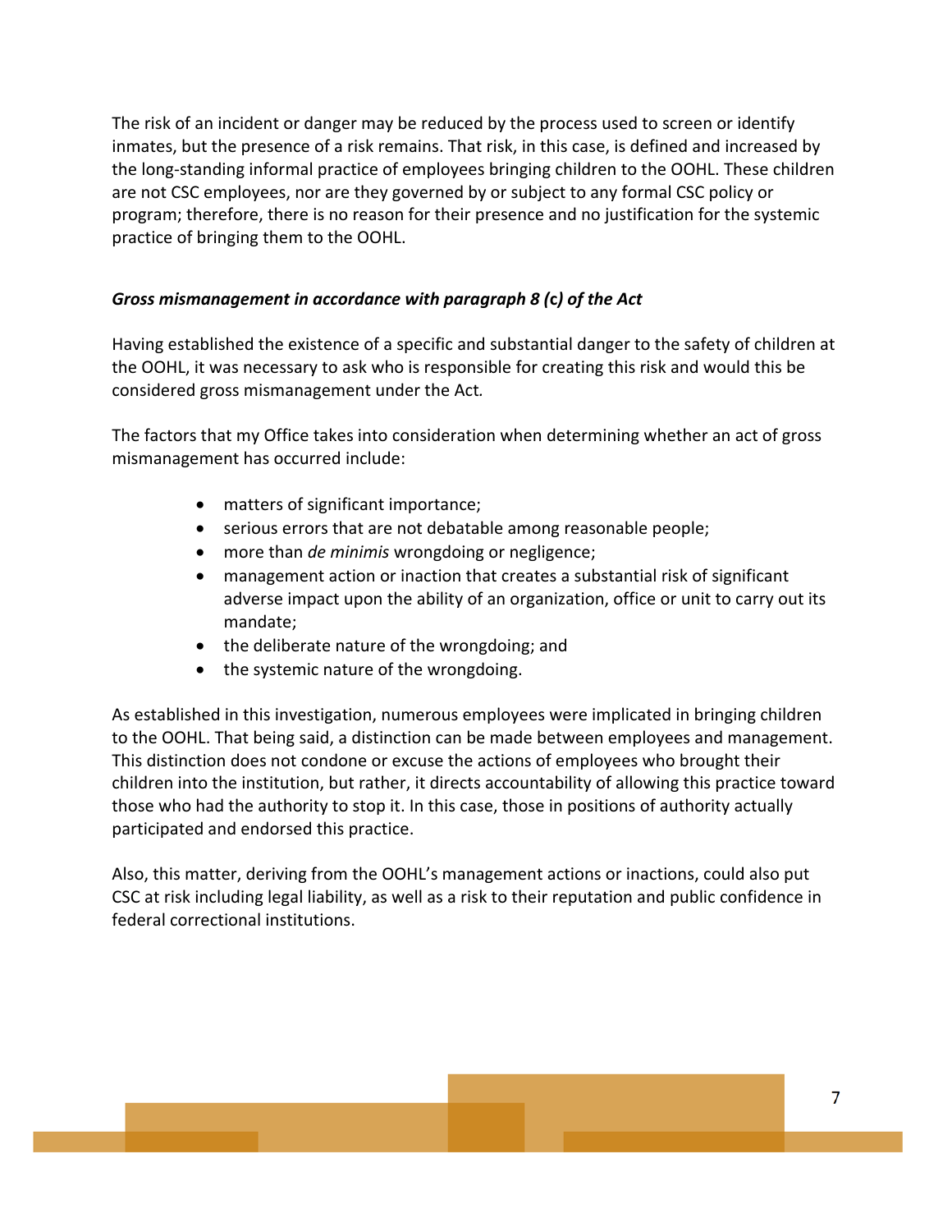The risk of an incident or danger may be reduced by the process used to screen or identify inmates, but the presence of a risk remains. That risk, in this case, is defined and increased by the long-standing informal practice of employees bringing children to the OOHL. These children are not CSC employees, nor are they governed by or subject to any formal CSC policy or program; therefore, there is no reason for their presence and no justification for the systemic practice of bringing them to the OOHL.

***Gross mismanagement in accordance with paragraph 8 (c) of the Act***

Having established the existence of a specific and substantial danger to the safety of children at the OOHL, it was necessary to ask who is responsible for creating this risk and would this be considered gross mismanagement under the Act.

The factors that my Office takes into consideration when determining whether an act of gross mismanagement has occurred include:

- matters of significant importance;
- serious errors that are not debatable among reasonable people;
- more than *de minimis* wrongdoing or negligence;
- management action or inaction that creates a substantial risk of significant adverse impact upon the ability of an organization, office or unit to carry out its mandate;
- the deliberate nature of the wrongdoing; and
- the systemic nature of the wrongdoing.

As established in this investigation, numerous employees were implicated in bringing children to the OOHL. That being said, a distinction can be made between employees and management. This distinction does not condone or excuse the actions of employees who brought their children into the institution, but rather, it directs accountability of allowing this practice toward those who had the authority to stop it. In this case, those in positions of authority actually participated and endorsed this practice.

Also, this matter, deriving from the OOHL's management actions or inactions, could also put CSC at risk including legal liability, as well as a risk to their reputation and public confidence in federal correctional institutions.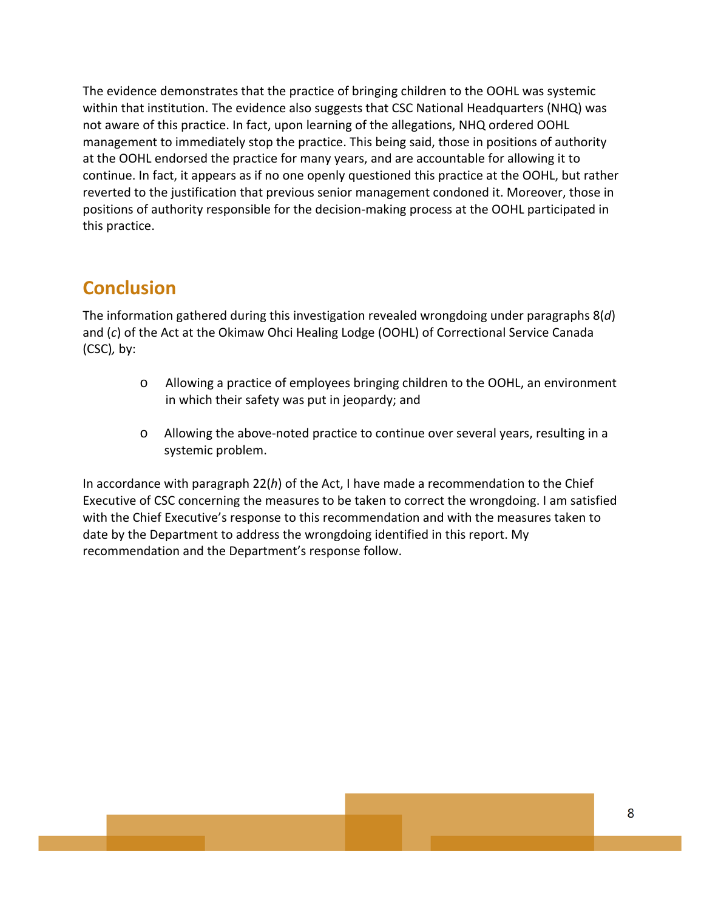The evidence demonstrates that the practice of bringing children to the OOHL was systemic within that institution. The evidence also suggests that CSC National Headquarters (NHQ) was not aware of this practice. In fact, upon learning of the allegations, NHQ ordered OOHL management to immediately stop the practice. This being said, those in positions of authority at the OOHL endorsed the practice for many years, and are accountable for allowing it to continue. In fact, it appears as if no one openly questioned this practice at the OOHL, but rather reverted to the justification that previous senior management condoned it. Moreover, those in positions of authority responsible for the decision-making process at the OOHL participated in this practice.

## Conclusion

The information gathered during this investigation revealed wrongdoing under paragraphs 8(*d*) and (*c*) of the Act at the Okimaw Ohci Healing Lodge (OOHL) of Correctional Service Canada (CSC)*,* by:

- Allowing a practice of employees bringing children to the OOHL, an environment in which their safety was put in jeopardy; and
- Allowing the above-noted practice to continue over several years, resulting in a systemic problem.

In accordance with paragraph 22(*h*) of the Act, I have made a recommendation to the Chief Executive of CSC concerning the measures to be taken to correct the wrongdoing. I am satisfied with the Chief Executive's response to this recommendation and with the measures taken to date by the Department to address the wrongdoing identified in this report. My recommendation and the Department's response follow.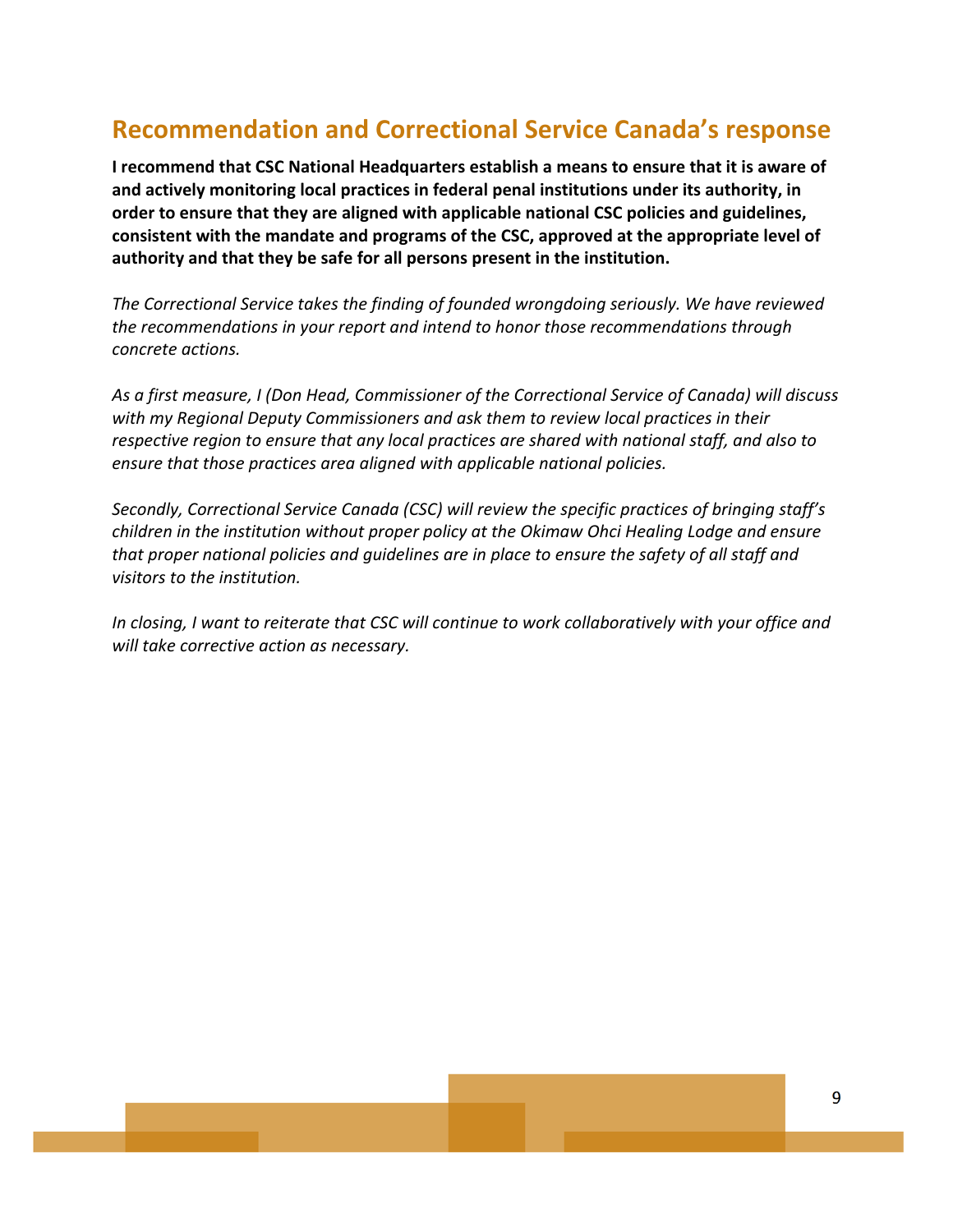## Recommendation and Correctional Service Canada's response

**I recommend that CSC National Headquarters establish a means to ensure that it is aware of and actively monitoring local practices in federal penal institutions under its authority, in order to ensure that they are aligned with applicable national CSC policies and guidelines, consistent with the mandate and programs of the CSC, approved at the appropriate level of authority and that they be safe for all persons present in the institution.**

*The Correctional Service takes the finding of founded wrongdoing seriously. We have reviewed the recommendations in your report and intend to honor those recommendations through concrete actions.*

*As a first measure, I (Don Head, Commissioner of the Correctional Service of Canada) will discuss with my Regional Deputy Commissioners and ask them to review local practices in their respective region to ensure that any local practices are shared with national staff, and also to ensure that those practices area aligned with applicable national policies.*

*Secondly, Correctional Service Canada (CSC) will review the specific practices of bringing staff's children in the institution without proper policy at the Okimaw Ohci Healing Lodge and ensure that proper national policies and guidelines are in place to ensure the safety of all staff and visitors to the institution.*

*In closing, I want to reiterate that CSC will continue to work collaboratively with your office and will take corrective action as necessary.*